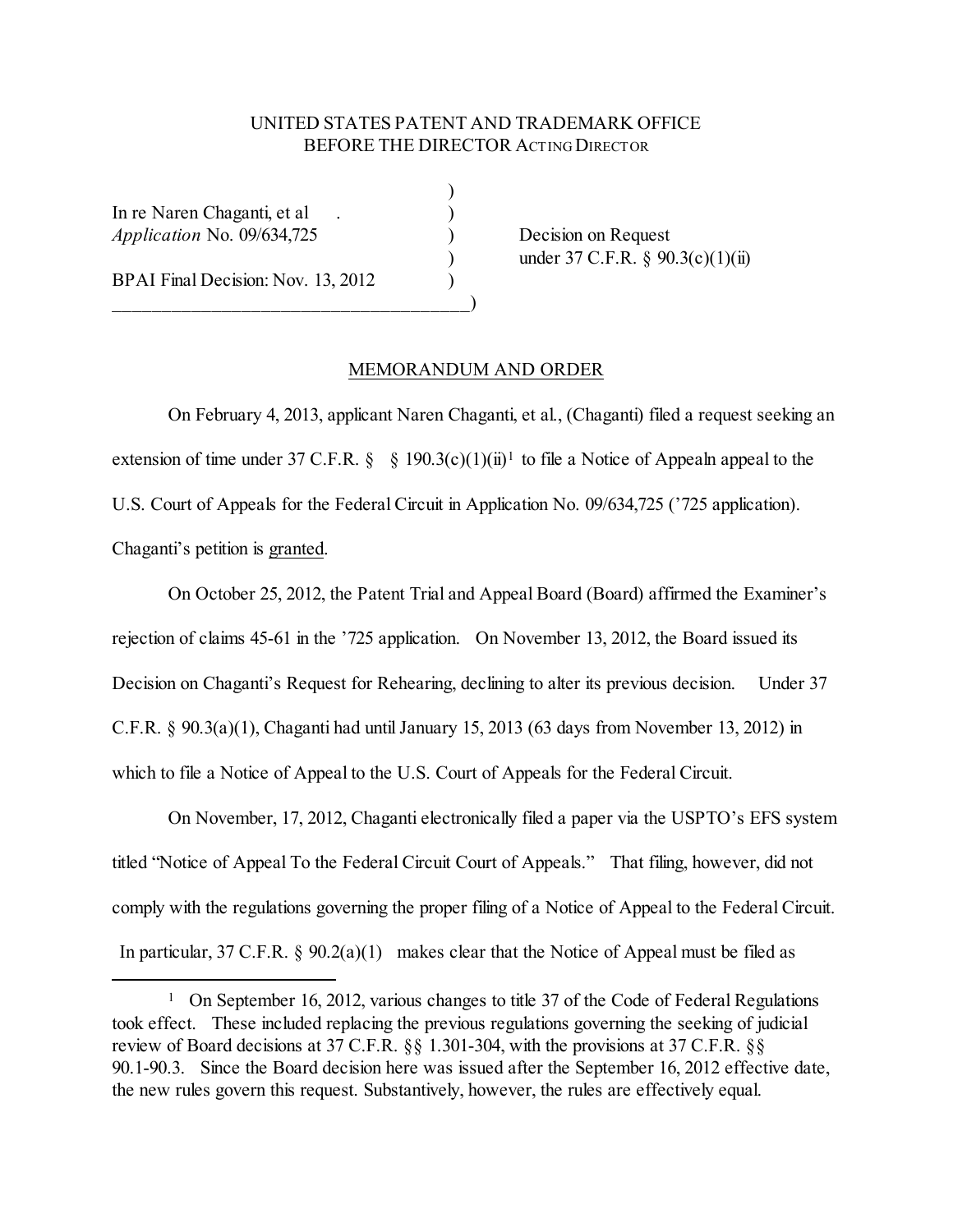UNITED STATES PATENT AND TRADEMARK OFFICE
BEFORE THE DIRECTOR ACTING DIRECTOR

In re Naren Chaganti, et al .
*Application* No. 09/634,725

BPAI Final Decision: Nov. 13, 2012

Decision on Request
under 37 C.F.R. § 90.3(c)(1)(ii)

## MEMORANDUM AND ORDER

On February 4, 2013, applicant Naren Chaganti, et al., (Chaganti) filed a request seeking an extension of time under 37 C.F.R. § § 190.3(c)(1)(ii)[1] to file a Notice of Appealn appeal to the U.S. Court of Appeals for the Federal Circuit in Application No. 09/634,725 ('725 application). Chaganti's petition is granted.

On October 25, 2012, the Patent Trial and Appeal Board (Board) affirmed the Examiner's rejection of claims 45-61 in the '725 application. On November 13, 2012, the Board issued its Decision on Chaganti's Request for Rehearing, declining to alter its previous decision. Under 37 C.F.R. § 90.3(a)(1), Chaganti had until January 15, 2013 (63 days from November 13, 2012) in which to file a Notice of Appeal to the U.S. Court of Appeals for the Federal Circuit.

On November, 17, 2012, Chaganti electronically filed a paper via the USPTO's EFS system titled "Notice of Appeal To the Federal Circuit Court of Appeals." That filing, however, did not comply with the regulations governing the proper filing of a Notice of Appeal to the Federal Circuit. In particular, 37 C.F.R. § 90.2(a)(1) makes clear that the Notice of Appeal must be filed as

[1] On September 16, 2012, various changes to title 37 of the Code of Federal Regulations took effect. These included replacing the previous regulations governing the seeking of judicial review of Board decisions at 37 C.F.R. §§ 1.301-304, with the provisions at 37 C.F.R. §§ 90.1-90.3. Since the Board decision here was issued after the September 16, 2012 effective date, the new rules govern this request. Substantively, however, the rules are effectively equal.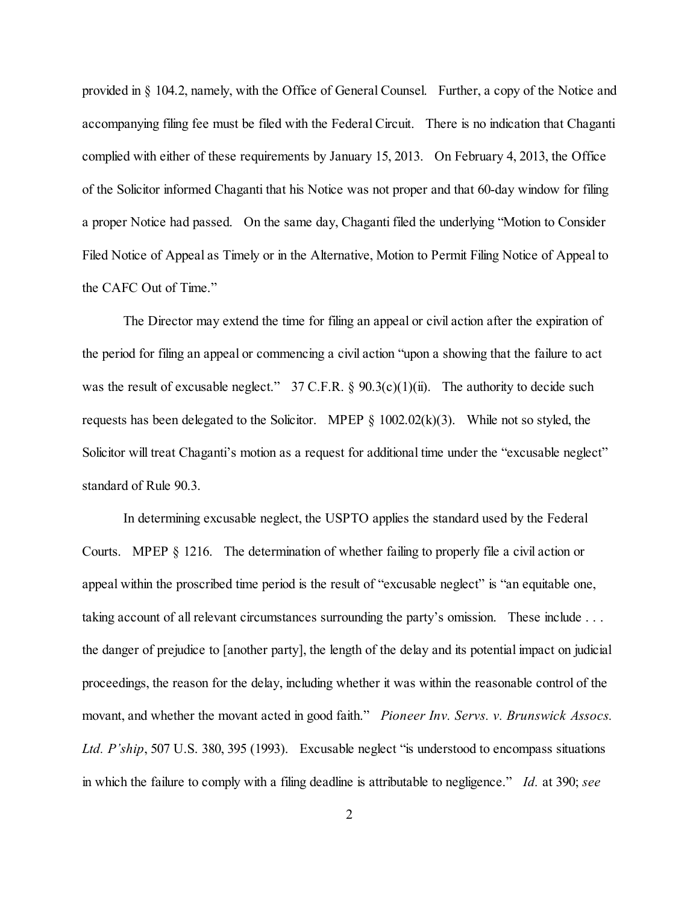provided in § 104.2, namely, with the Office of General Counsel. Further, a copy of the Notice and accompanying filing fee must be filed with the Federal Circuit. There is no indication that Chaganti complied with either of these requirements by January 15, 2013. On February 4, 2013, the Office of the Solicitor informed Chaganti that his Notice was not proper and that 60-day window for filing a proper Notice had passed. On the same day, Chaganti filed the underlying "Motion to Consider Filed Notice of Appeal as Timely or in the Alternative, Motion to Permit Filing Notice of Appeal to the CAFC Out of Time."

The Director may extend the time for filing an appeal or civil action after the expiration of the period for filing an appeal or commencing a civil action "upon a showing that the failure to act was the result of excusable neglect." 37 C.F.R. § 90.3(c)(1)(ii). The authority to decide such requests has been delegated to the Solicitor. MPEP § 1002.02(k)(3). While not so styled, the Solicitor will treat Chaganti's motion as a request for additional time under the "excusable neglect" standard of Rule 90.3.

In determining excusable neglect, the USPTO applies the standard used by the Federal Courts. MPEP § 1216. The determination of whether failing to properly file a civil action or appeal within the proscribed time period is the result of "excusable neglect" is "an equitable one, taking account of all relevant circumstances surrounding the party's omission. These include . . . the danger of prejudice to [another party], the length of the delay and its potential impact on judicial proceedings, the reason for the delay, including whether it was within the reasonable control of the movant, and whether the movant acted in good faith." *Pioneer Inv. Servs. v. Brunswick Assocs. Ltd. P'ship*, 507 U.S. 380, 395 (1993). Excusable neglect "is understood to encompass situations in which the failure to comply with a filing deadline is attributable to negligence." *Id.* at 390; *see*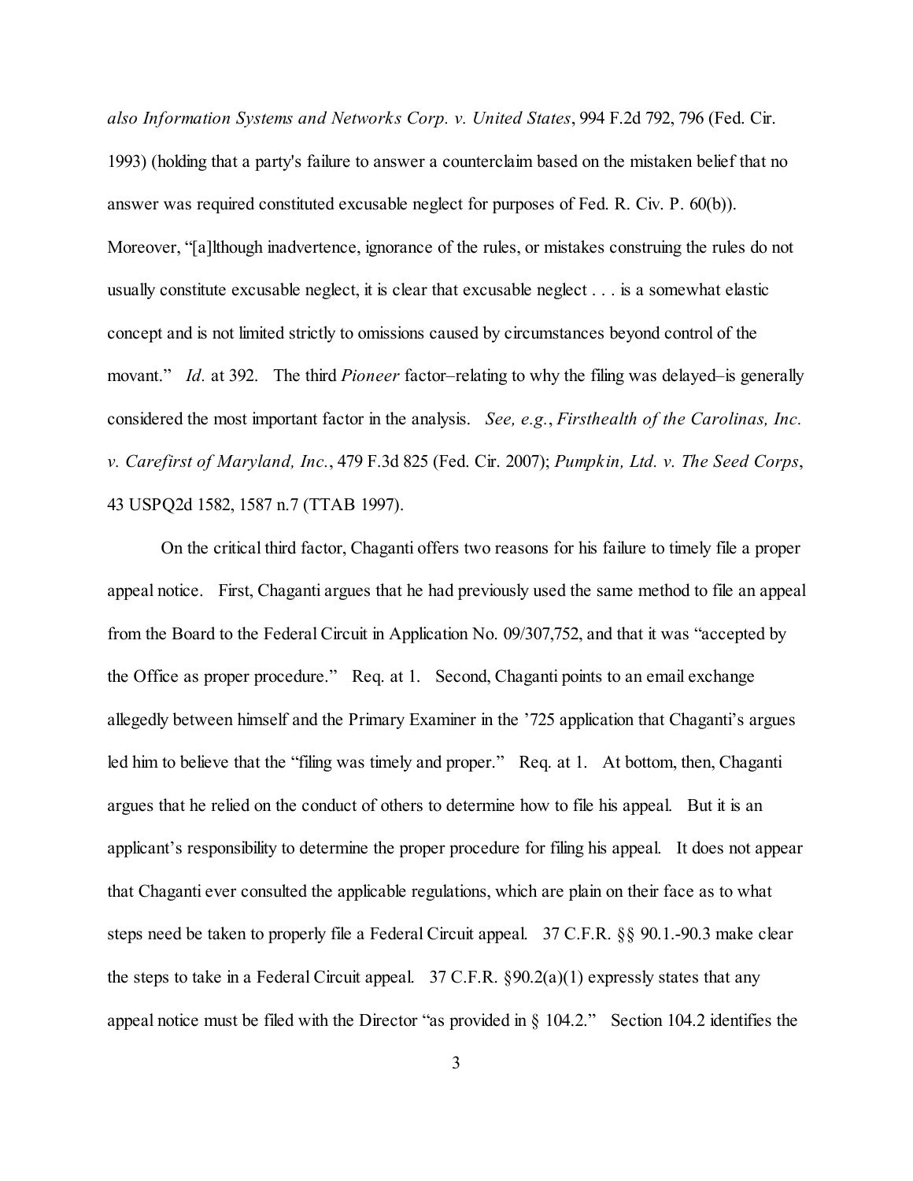*also Information Systems and Networks Corp. v. United States*, 994 F.2d 792, 796 (Fed. Cir. 1993) (holding that a party's failure to answer a counterclaim based on the mistaken belief that no answer was required constituted excusable neglect for purposes of Fed. R. Civ. P. 60(b)). Moreover, "[a]lthough inadvertence, ignorance of the rules, or mistakes construing the rules do not usually constitute excusable neglect, it is clear that excusable neglect . . . is a somewhat elastic concept and is not limited strictly to omissions caused by circumstances beyond control of the movant." *Id.* at 392. The third *Pioneer* factor–relating to why the filing was delayed–is generally considered the most important factor in the analysis. *See, e.g.*, *Firsthealth of the Carolinas, Inc. v. Carefirst of Maryland, Inc.*, 479 F.3d 825 (Fed. Cir. 2007); *Pumpkin, Ltd. v. The Seed Corps*, 43 USPQ2d 1582, 1587 n.7 (TTAB 1997).

On the critical third factor, Chaganti offers two reasons for his failure to timely file a proper appeal notice. First, Chaganti argues that he had previously used the same method to file an appeal from the Board to the Federal Circuit in Application No. 09/307,752, and that it was "accepted by the Office as proper procedure." Req. at 1. Second, Chaganti points to an email exchange allegedly between himself and the Primary Examiner in the '725 application that Chaganti's argues led him to believe that the "filing was timely and proper." Req. at 1. At bottom, then, Chaganti argues that he relied on the conduct of others to determine how to file his appeal. But it is an applicant's responsibility to determine the proper procedure for filing his appeal. It does not appear that Chaganti ever consulted the applicable regulations, which are plain on their face as to what steps need be taken to properly file a Federal Circuit appeal. 37 C.F.R. §§ 90.1.-90.3 make clear the steps to take in a Federal Circuit appeal. 37 C.F.R. §90.2(a)(1) expressly states that any appeal notice must be filed with the Director "as provided in § 104.2." Section 104.2 identifies the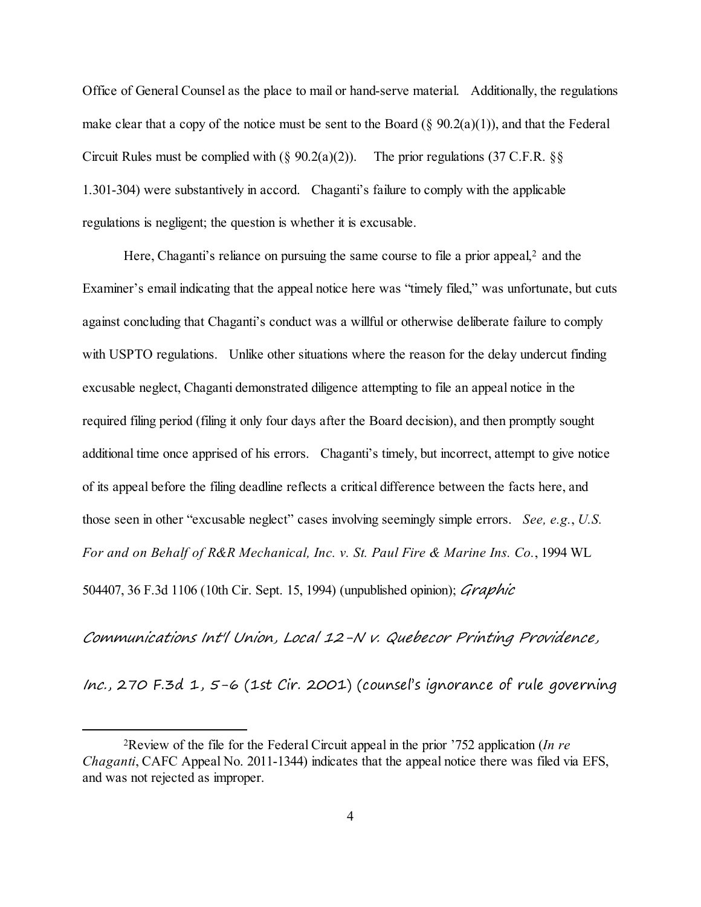Office of General Counsel as the place to mail or hand-serve material. Additionally, the regulations make clear that a copy of the notice must be sent to the Board (§ 90.2(a)(1)), and that the Federal Circuit Rules must be complied with (§ 90.2(a)(2)). The prior regulations (37 C.F.R. §§ 1.301-304) were substantively in accord. Chaganti's failure to comply with the applicable regulations is negligent; the question is whether it is excusable.

Here, Chaganti's reliance on pursuing the same course to file a prior appeal,[2] and the Examiner's email indicating that the appeal notice here was "timely filed," was unfortunate, but cuts against concluding that Chaganti's conduct was a willful or otherwise deliberate failure to comply with USPTO regulations. Unlike other situations where the reason for the delay undercut finding excusable neglect, Chaganti demonstrated diligence attempting to file an appeal notice in the required filing period (filing it only four days after the Board decision), and then promptly sought additional time once apprised of his errors. Chaganti's timely, but incorrect, attempt to give notice of its appeal before the filing deadline reflects a critical difference between the facts here, and those seen in other "excusable neglect" cases involving seemingly simple errors. *See, e.g.*, *U.S. For and on Behalf of R&R Mechanical, Inc. v. St. Paul Fire & Marine Ins. Co.*, 1994 WL 504407, 36 F.3d 1106 (10th Cir. Sept. 15, 1994) (unpublished opinion); *Graphic Communications Int'l Union, Local 12-N v. Quebecor Printing Providence, Inc.*, 270 F.3d 1, 5-6 (1st Cir. 2001) (counsel's ignorance of rule governing

[2] Review of the file for the Federal Circuit appeal in the prior '752 application (*In re Chaganti*, CAFC Appeal No. 2011-1344) indicates that the appeal notice there was filed via EFS, and was not rejected as improper.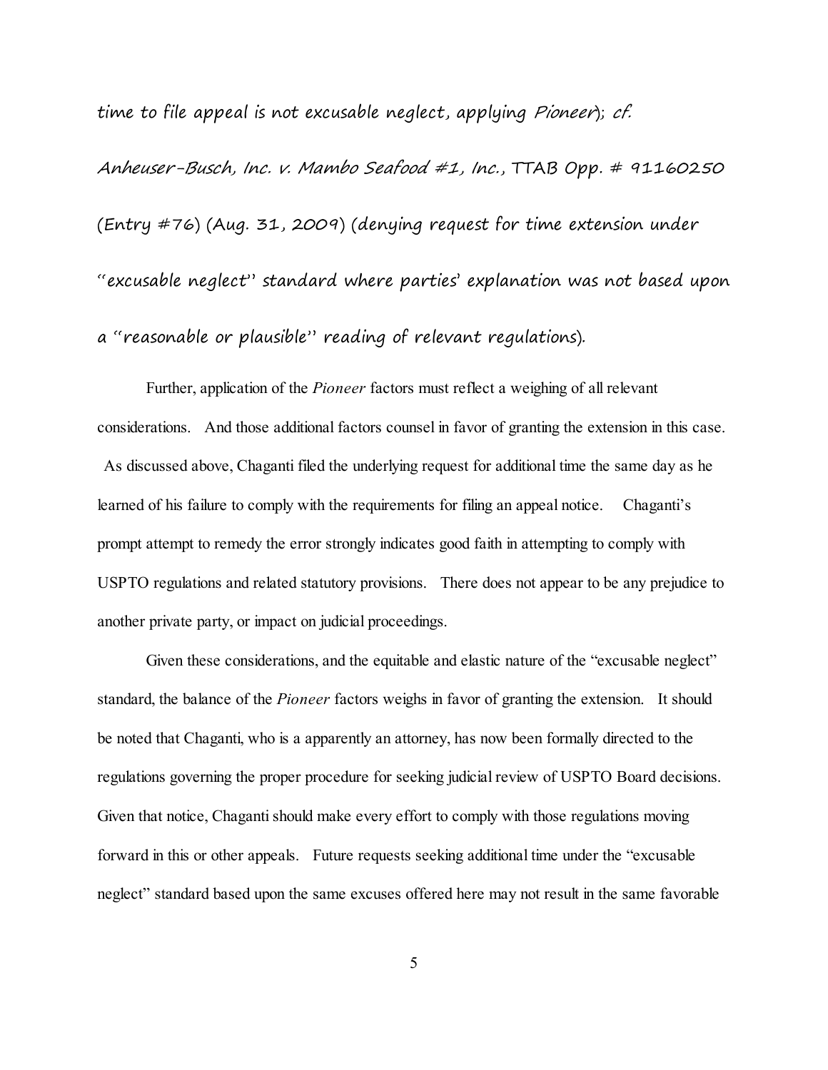time to file appeal is not excusable neglect, applying *Pioneer*); *cf.* *Anheuser-Busch, Inc. v. Mambo Seafood #1, Inc.*, TTAB Opp. # 91160250 (Entry #76) (Aug. 31, 2009) (denying request for time extension under "excusable neglect" standard where parties' explanation was not based upon a "reasonable or plausible" reading of relevant regulations).

Further, application of the *Pioneer* factors must reflect a weighing of all relevant considerations. And those additional factors counsel in favor of granting the extension in this case. As discussed above, Chaganti filed the underlying request for additional time the same day as he learned of his failure to comply with the requirements for filing an appeal notice. Chaganti's prompt attempt to remedy the error strongly indicates good faith in attempting to comply with USPTO regulations and related statutory provisions. There does not appear to be any prejudice to another private party, or impact on judicial proceedings.

Given these considerations, and the equitable and elastic nature of the "excusable neglect" standard, the balance of the *Pioneer* factors weighs in favor of granting the extension. It should be noted that Chaganti, who is a apparently an attorney, has now been formally directed to the regulations governing the proper procedure for seeking judicial review of USPTO Board decisions. Given that notice, Chaganti should make every effort to comply with those regulations moving forward in this or other appeals. Future requests seeking additional time under the "excusable neglect" standard based upon the same excuses offered here may not result in the same favorable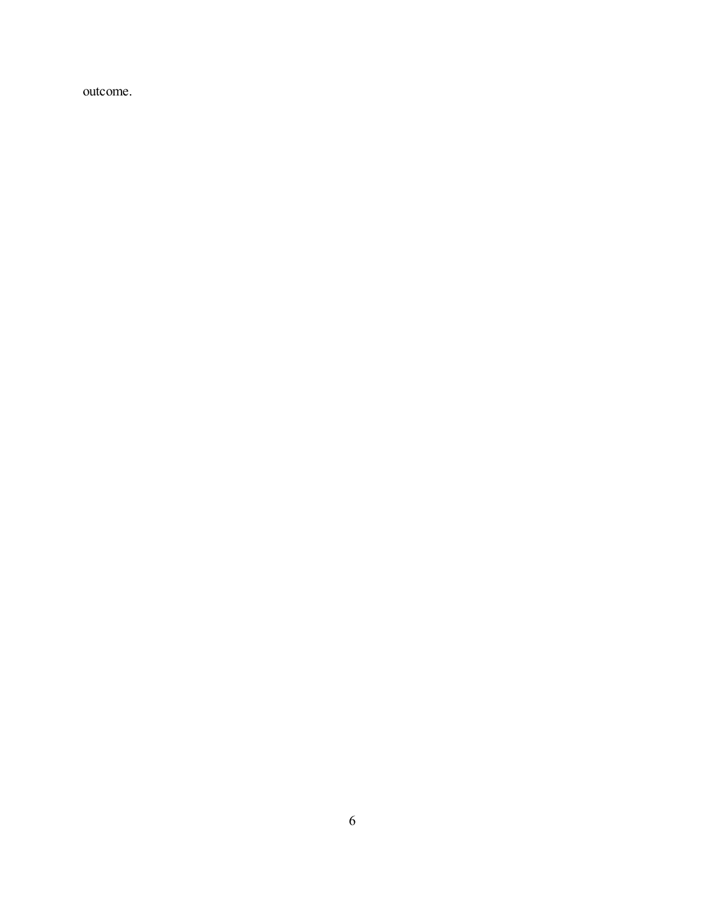outcome.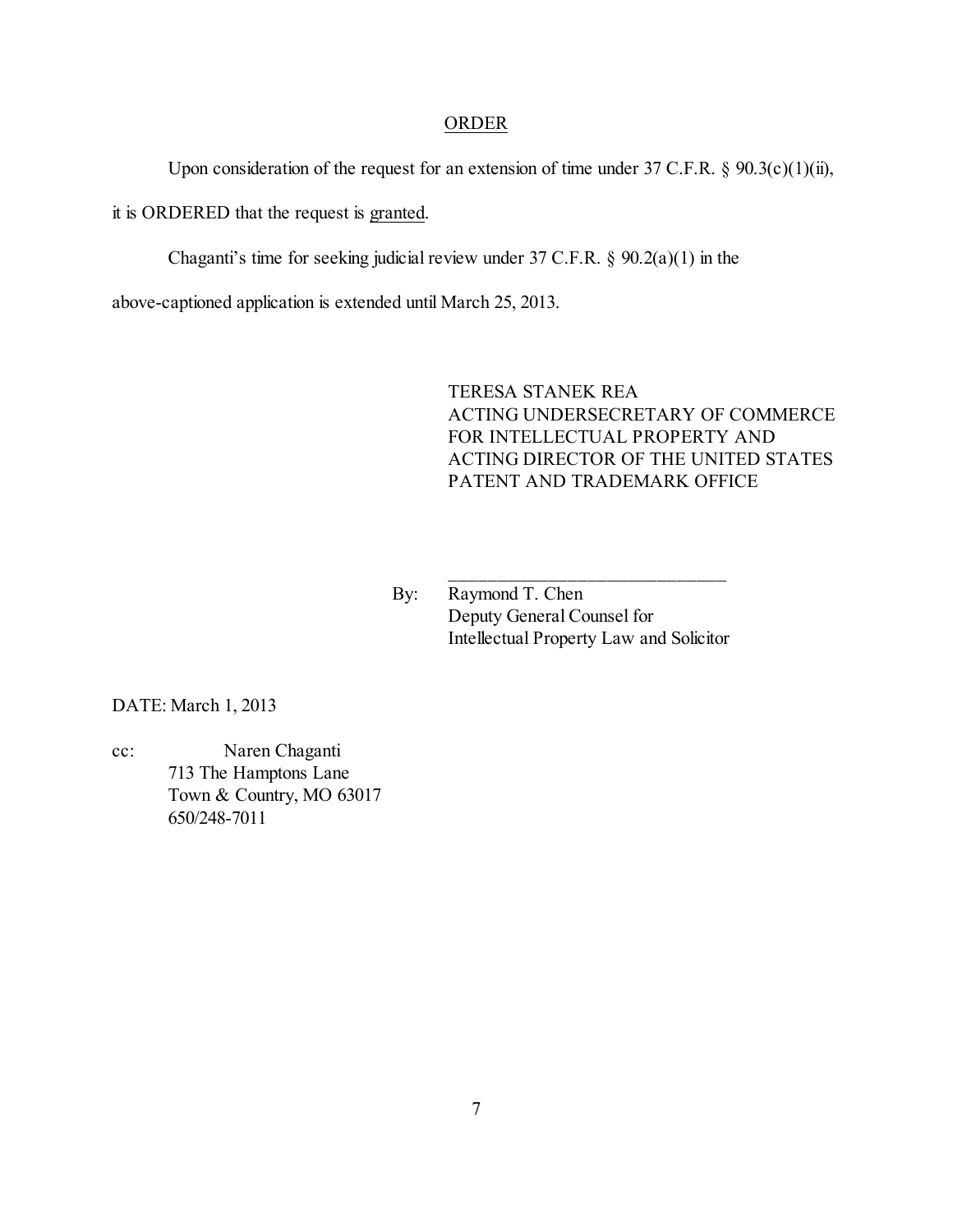ORDER

Upon consideration of the request for an extension of time under 37 C.F.R. § 90.3(c)(1)(ii), it is ORDERED that the request is granted.

Chaganti's time for seeking judicial review under 37 C.F.R. § 90.2(a)(1) in the above-captioned application is extended until March 25, 2013.

TERESA STANEK REA
ACTING UNDERSECRETARY OF COMMERCE
FOR INTELLECTUAL PROPERTY AND
ACTING DIRECTOR OF THE UNITED STATES
PATENT AND TRADEMARK OFFICE

By: ______________________________
Raymond T. Chen
Deputy General Counsel for
Intellectual Property Law and Solicitor

DATE: March 1, 2013

cc: Naren Chaganti
713 The Hamptons Lane
Town & Country, MO 63017
650/248-7011